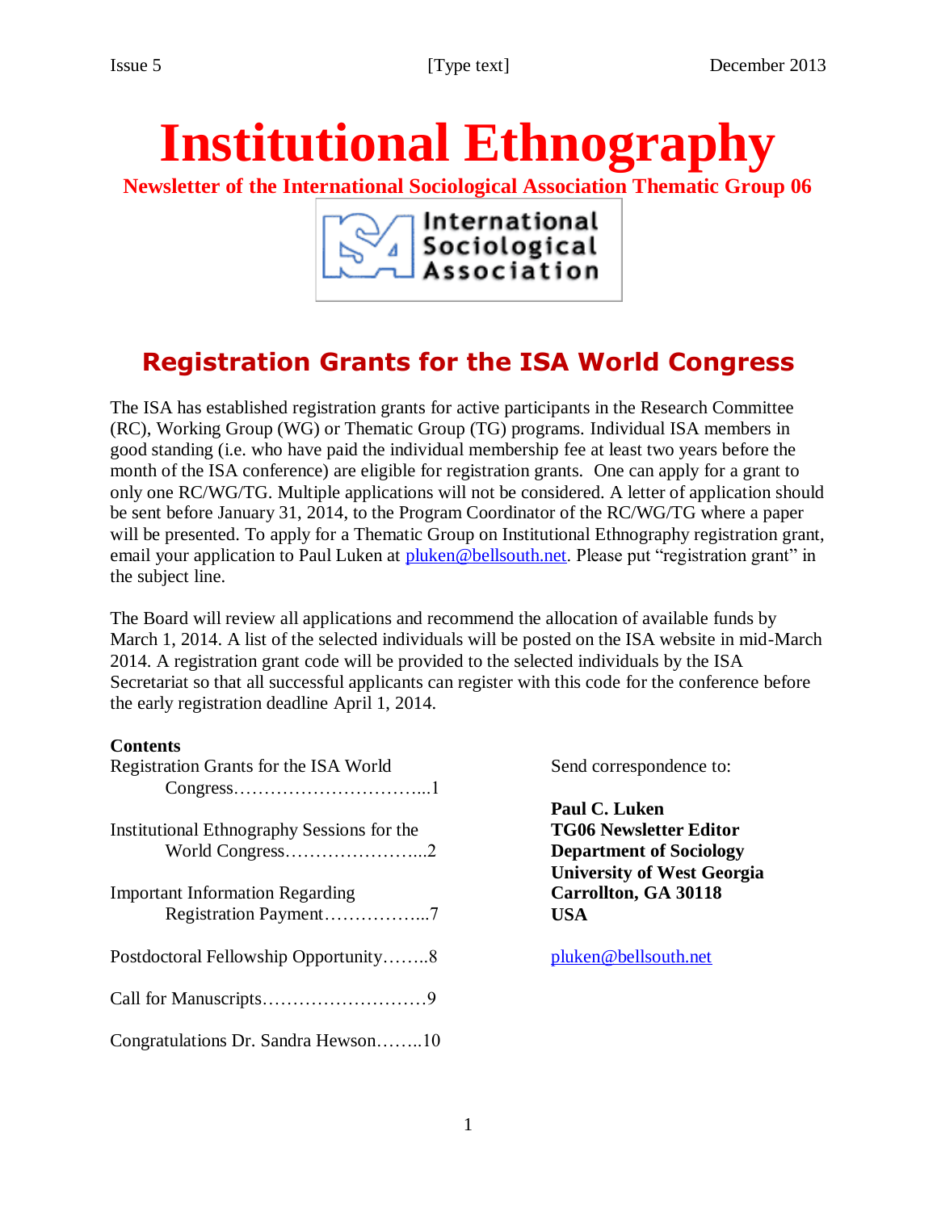# Institutional Ethnography

**Newsletter of the International Sociological Association Thematic Group 06**

## Registration Grants for the ISA World Congress

The ISA has established registration grants for active participants in the Research Committee (RC), Working Group (WG) or Thematic Group (TG) programs. Individual ISA members in good standing (i.e. who have paid the individual membership fee at least two years before the month of the ISA conference) are eligible for registration grants. One can apply for a grant to only one RC/WG/TG. Multiple applications will not be considered. A letter of application should be sent before January 31, 2014, to the Program Coordinator of the RC/WG/TG where a paper will be presented. To apply for a Thematic Group on Institutional Ethnography registration grant, email your application to Paul Luken at pluken@bellsouth.net. Please put "registration grant" in the subject line.

The Board will review all applications and recommend the allocation of available funds by March 1, 2014. A list of the selected individuals will be posted on the ISA website in mid-March 2014. A registration grant code will be provided to the selected individuals by the ISA Secretariat so that all successful applicants can register with this code for the conference before the early registration deadline April 1, 2014.

**Contents**

Registration Grants for the ISA World Congress…………………………...1

Institutional Ethnography Sessions for the World Congress…………………...2

Important Information Regarding Registration Payment……………...7

Postdoctoral Fellowship Opportunity……..8

Call for Manuscripts………………………9

Congratulations Dr. Sandra Hewson……..10

Send correspondence to:

**Paul C. Luken**
**TG06 Newsletter Editor**
**Department of Sociology**
**University of West Georgia**
**Carrollton, GA 30118**
**USA**

pluken@bellsouth.net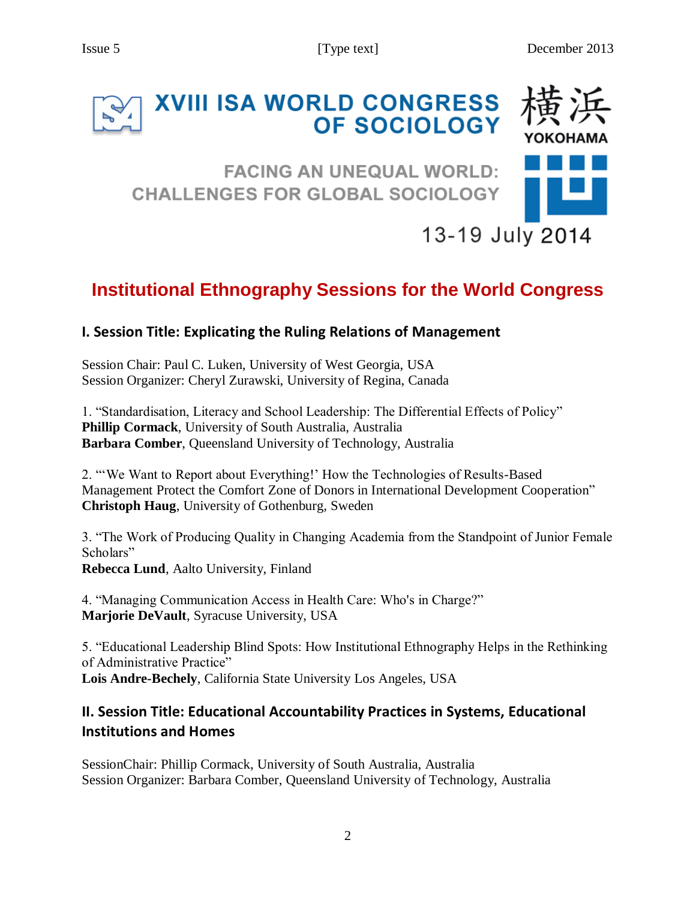XVIII ISA WORLD CONGRESS OF SOCIOLOGY

横浜 YOKOHAMA

FACING AN UNEQUAL WORLD: CHALLENGES FOR GLOBAL SOCIOLOGY

13-19 July 2014

# Institutional Ethnography Sessions for the World Congress

## I. Session Title: Explicating the Ruling Relations of Management

Session Chair: Paul C. Luken, University of West Georgia, USA
Session Organizer: Cheryl Zurawski, University of Regina, Canada

1. "Standardisation, Literacy and School Leadership: The Differential Effects of Policy"
**Phillip Cormack**, University of South Australia, Australia
**Barbara Comber**, Queensland University of Technology, Australia

2. "'We Want to Report about Everything!' How the Technologies of Results-Based Management Protect the Comfort Zone of Donors in International Development Cooperation"
**Christoph Haug**, University of Gothenburg, Sweden

3. "The Work of Producing Quality in Changing Academia from the Standpoint of Junior Female Scholars"
**Rebecca Lund**, Aalto University, Finland

4. "Managing Communication Access in Health Care: Who's in Charge?"
**Marjorie DeVault**, Syracuse University, USA

5. "Educational Leadership Blind Spots: How Institutional Ethnography Helps in the Rethinking of Administrative Practice"
**Lois Andre-Bechely**, California State University Los Angeles, USA

## II. Session Title: Educational Accountability Practices in Systems, Educational Institutions and Homes

SessionChair: Phillip Cormack, University of South Australia, Australia
Session Organizer: Barbara Comber, Queensland University of Technology, Australia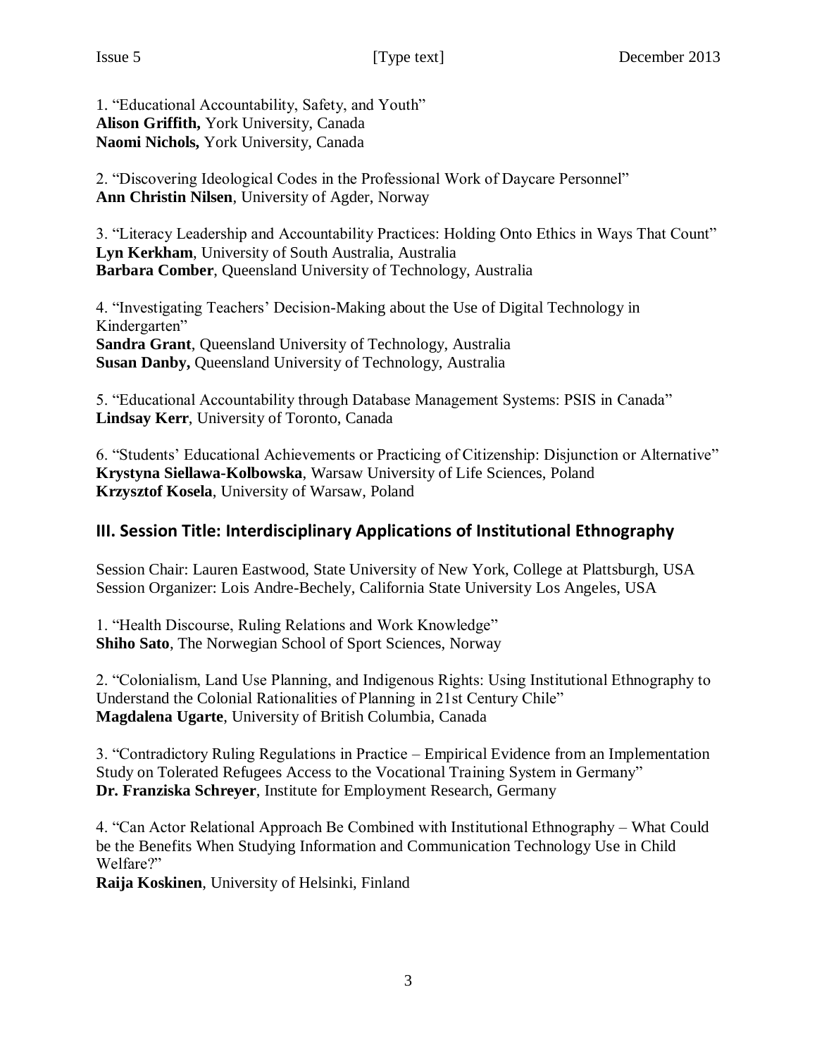1. “Educational Accountability, Safety, and Youth”
**Alison Griffith,** York University, Canada
**Naomi Nichols,** York University, Canada

2. “Discovering Ideological Codes in the Professional Work of Daycare Personnel”
**Ann Christin Nilsen**, University of Agder, Norway

3. “Literacy Leadership and Accountability Practices: Holding Onto Ethics in Ways That Count”
**Lyn Kerkham**, University of South Australia, Australia
**Barbara Comber**, Queensland University of Technology, Australia

4. “Investigating Teachers’ Decision-Making about the Use of Digital Technology in Kindergarten”
**Sandra Grant**, Queensland University of Technology, Australia
**Susan Danby,** Queensland University of Technology, Australia

5. “Educational Accountability through Database Management Systems: PSIS in Canada”
**Lindsay Kerr**, University of Toronto, Canada

6. “Students’ Educational Achievements or Practicing of Citizenship: Disjunction or Alternative”
**Krystyna Siellawa-Kolbowska**, Warsaw University of Life Sciences, Poland
**Krzysztof Kosela**, University of Warsaw, Poland

## III. Session Title: Interdisciplinary Applications of Institutional Ethnography

Session Chair: Lauren Eastwood, State University of New York, College at Plattsburgh, USA
Session Organizer: Lois Andre-Bechely, California State University Los Angeles, USA

1. “Health Discourse, Ruling Relations and Work Knowledge”
**Shiho Sato**, The Norwegian School of Sport Sciences, Norway

2. “Colonialism, Land Use Planning, and Indigenous Rights: Using Institutional Ethnography to Understand the Colonial Rationalities of Planning in 21st Century Chile”
**Magdalena Ugarte**, University of British Columbia, Canada

3. “Contradictory Ruling Regulations in Practice – Empirical Evidence from an Implementation Study on Tolerated Refugees Access to the Vocational Training System in Germany”
**Dr. Franziska Schreyer**, Institute for Employment Research, Germany

4. “Can Actor Relational Approach Be Combined with Institutional Ethnography – What Could be the Benefits When Studying Information and Communication Technology Use in Child Welfare?”
**Raija Koskinen**, University of Helsinki, Finland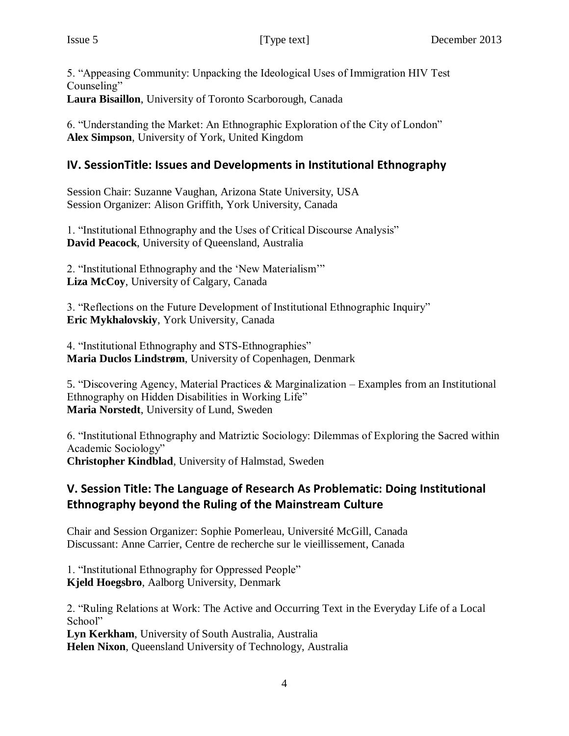5. “Appeasing Community: Unpacking the Ideological Uses of Immigration HIV Test Counseling”
**Laura Bisaillon**, University of Toronto Scarborough, Canada

6. “Understanding the Market: An Ethnographic Exploration of the City of London”
**Alex Simpson**, University of York, United Kingdom

## IV. SessionTitle: Issues and Developments in Institutional Ethnography

Session Chair: Suzanne Vaughan, Arizona State University, USA
Session Organizer: Alison Griffith, York University, Canada

1. “Institutional Ethnography and the Uses of Critical Discourse Analysis”
**David Peacock**, University of Queensland, Australia

2. “Institutional Ethnography and the ‘New Materialism’”
**Liza McCoy**, University of Calgary, Canada

3. “Reflections on the Future Development of Institutional Ethnographic Inquiry”
**Eric Mykhalovskiy**, York University, Canada

4. “Institutional Ethnography and STS-Ethnographies”
**Maria Duclos Lindstrøm**, University of Copenhagen, Denmark

5. “Discovering Agency, Material Practices & Marginalization – Examples from an Institutional Ethnography on Hidden Disabilities in Working Life”
**Maria Norstedt**, University of Lund, Sweden

6. “Institutional Ethnography and Matriztic Sociology: Dilemmas of Exploring the Sacred within Academic Sociology”
**Christopher Kindblad**, University of Halmstad, Sweden

## V. Session Title: The Language of Research As Problematic: Doing Institutional Ethnography beyond the Ruling of the Mainstream Culture

Chair and Session Organizer: Sophie Pomerleau, Université McGill, Canada
Discussant: Anne Carrier, Centre de recherche sur le vieillissement, Canada

1. “Institutional Ethnography for Oppressed People”
**Kjeld Hoegsbro**, Aalborg University, Denmark

2. “Ruling Relations at Work: The Active and Occurring Text in the Everyday Life of a Local School”
**Lyn Kerkham**, University of South Australia, Australia
**Helen Nixon**, Queensland University of Technology, Australia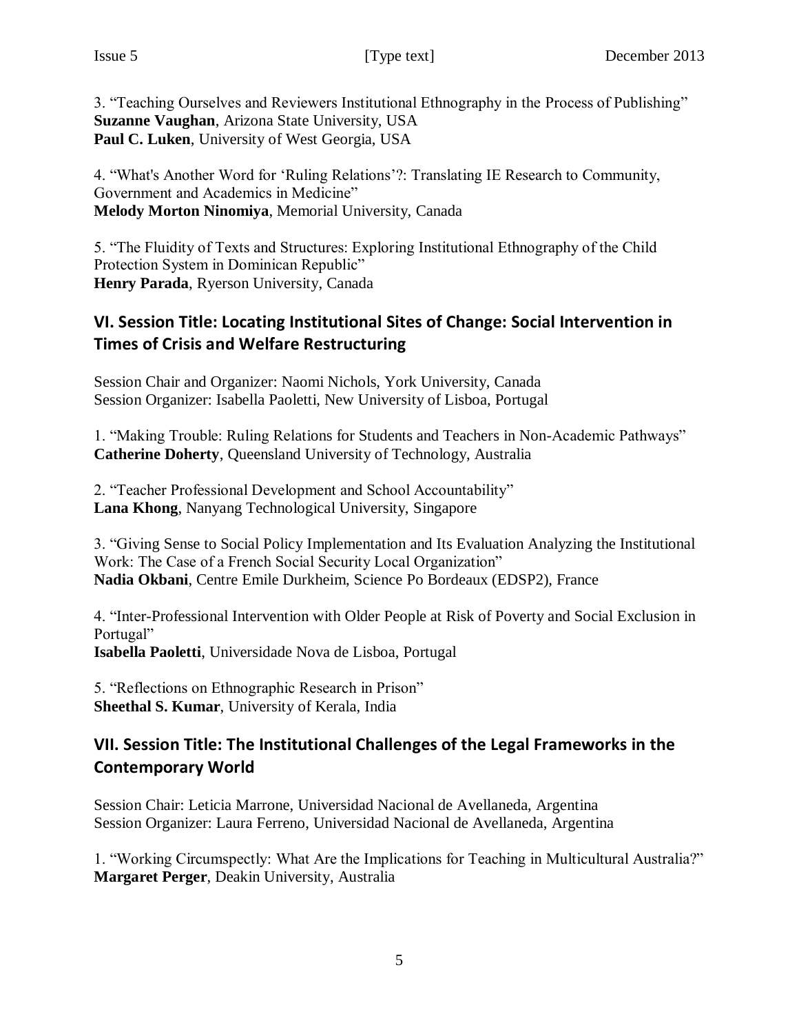3. “Teaching Ourselves and Reviewers Institutional Ethnography in the Process of Publishing”
**Suzanne Vaughan**, Arizona State University, USA
**Paul C. Luken**, University of West Georgia, USA

4. “What's Another Word for ‘Ruling Relations’?: Translating IE Research to Community, Government and Academics in Medicine”
**Melody Morton Ninomiya**, Memorial University, Canada

5. “The Fluidity of Texts and Structures: Exploring Institutional Ethnography of the Child Protection System in Dominican Republic”
**Henry Parada**, Ryerson University, Canada

## VI. Session Title: Locating Institutional Sites of Change: Social Intervention in Times of Crisis and Welfare Restructuring

Session Chair and Organizer: Naomi Nichols, York University, Canada
Session Organizer: Isabella Paoletti, New University of Lisboa, Portugal

1. “Making Trouble: Ruling Relations for Students and Teachers in Non-Academic Pathways”
**Catherine Doherty**, Queensland University of Technology, Australia

2. “Teacher Professional Development and School Accountability”
**Lana Khong**, Nanyang Technological University, Singapore

3. “Giving Sense to Social Policy Implementation and Its Evaluation Analyzing the Institutional Work: The Case of a French Social Security Local Organization”
**Nadia Okbani**, Centre Emile Durkheim, Science Po Bordeaux (EDSP2), France

4. “Inter-Professional Intervention with Older People at Risk of Poverty and Social Exclusion in Portugal”
**Isabella Paoletti**, Universidade Nova de Lisboa, Portugal

5. “Reflections on Ethnographic Research in Prison”
**Sheethal S. Kumar**, University of Kerala, India

## VII. Session Title: The Institutional Challenges of the Legal Frameworks in the Contemporary World

Session Chair: Leticia Marrone, Universidad Nacional de Avellaneda, Argentina
Session Organizer: Laura Ferreno, Universidad Nacional de Avellaneda, Argentina

1. “Working Circumspectly: What Are the Implications for Teaching in Multicultural Australia?”
**Margaret Perger**, Deakin University, Australia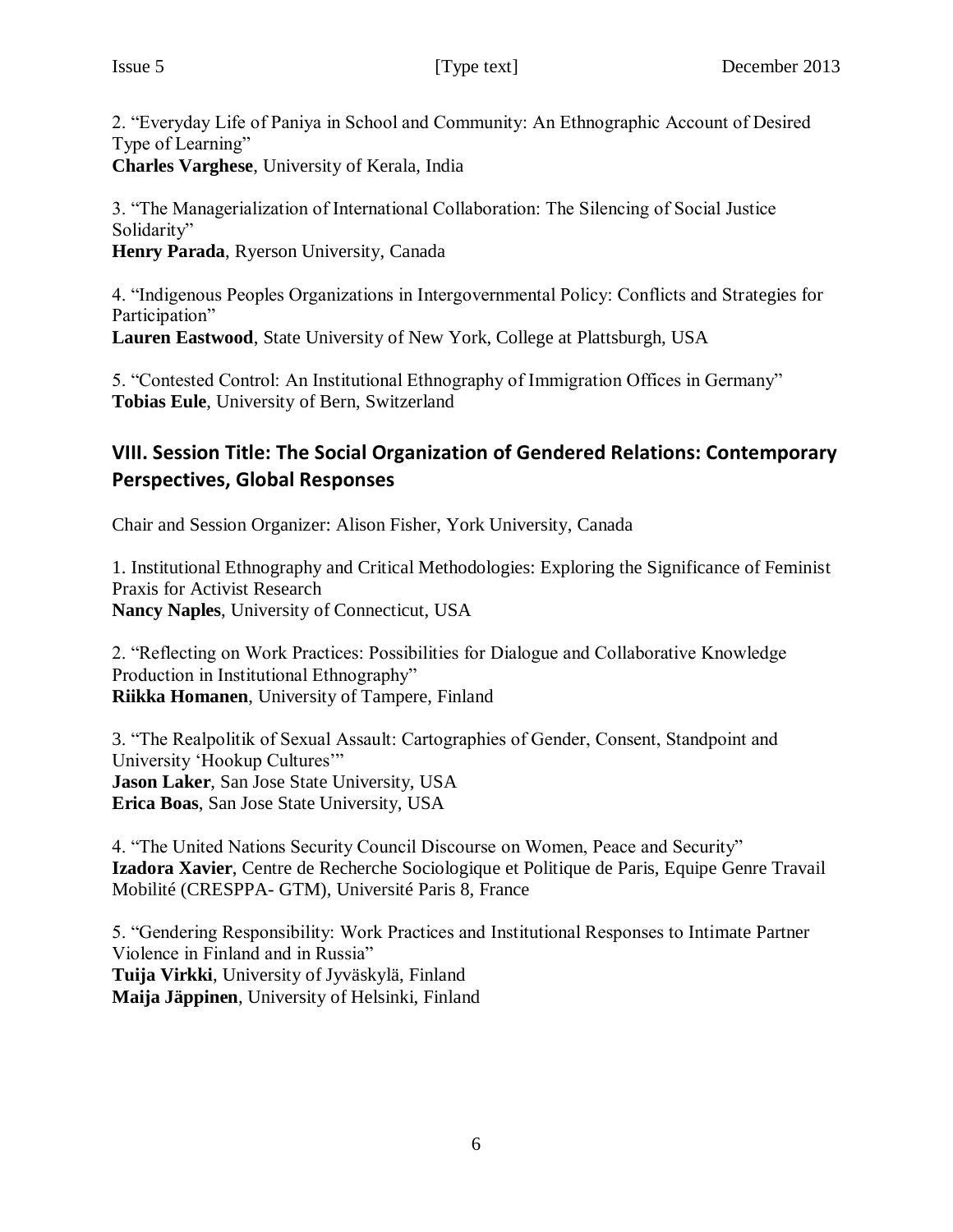2. “Everyday Life of Paniya in School and Community: An Ethnographic Account of Desired Type of Learning”
**Charles Varghese**, University of Kerala, India

3. “The Managerialization of International Collaboration: The Silencing of Social Justice Solidarity”
**Henry Parada**, Ryerson University, Canada

4. “Indigenous Peoples Organizations in Intergovernmental Policy: Conflicts and Strategies for Participation”
**Lauren Eastwood**, State University of New York, College at Plattsburgh, USA

5. “Contested Control: An Institutional Ethnography of Immigration Offices in Germany”
**Tobias Eule**, University of Bern, Switzerland

## VIII. Session Title: The Social Organization of Gendered Relations: Contemporary Perspectives, Global Responses

Chair and Session Organizer: Alison Fisher, York University, Canada

1. Institutional Ethnography and Critical Methodologies: Exploring the Significance of Feminist Praxis for Activist Research
**Nancy Naples**, University of Connecticut, USA

2. “Reflecting on Work Practices: Possibilities for Dialogue and Collaborative Knowledge Production in Institutional Ethnography”
**Riikka Homanen**, University of Tampere, Finland

3. “The Realpolitik of Sexual Assault: Cartographies of Gender, Consent, Standpoint and University ‘Hookup Cultures’”
**Jason Laker**, San Jose State University, USA
**Erica Boas**, San Jose State University, USA

4. “The United Nations Security Council Discourse on Women, Peace and Security”
**Izadora Xavier**, Centre de Recherche Sociologique et Politique de Paris, Equipe Genre Travail Mobilité (CRESPPA- GTM), Université Paris 8, France

5. “Gendering Responsibility: Work Practices and Institutional Responses to Intimate Partner Violence in Finland and in Russia”
**Tuija Virkki**, University of Jyväskylä, Finland
**Maija Jäppinen**, University of Helsinki, Finland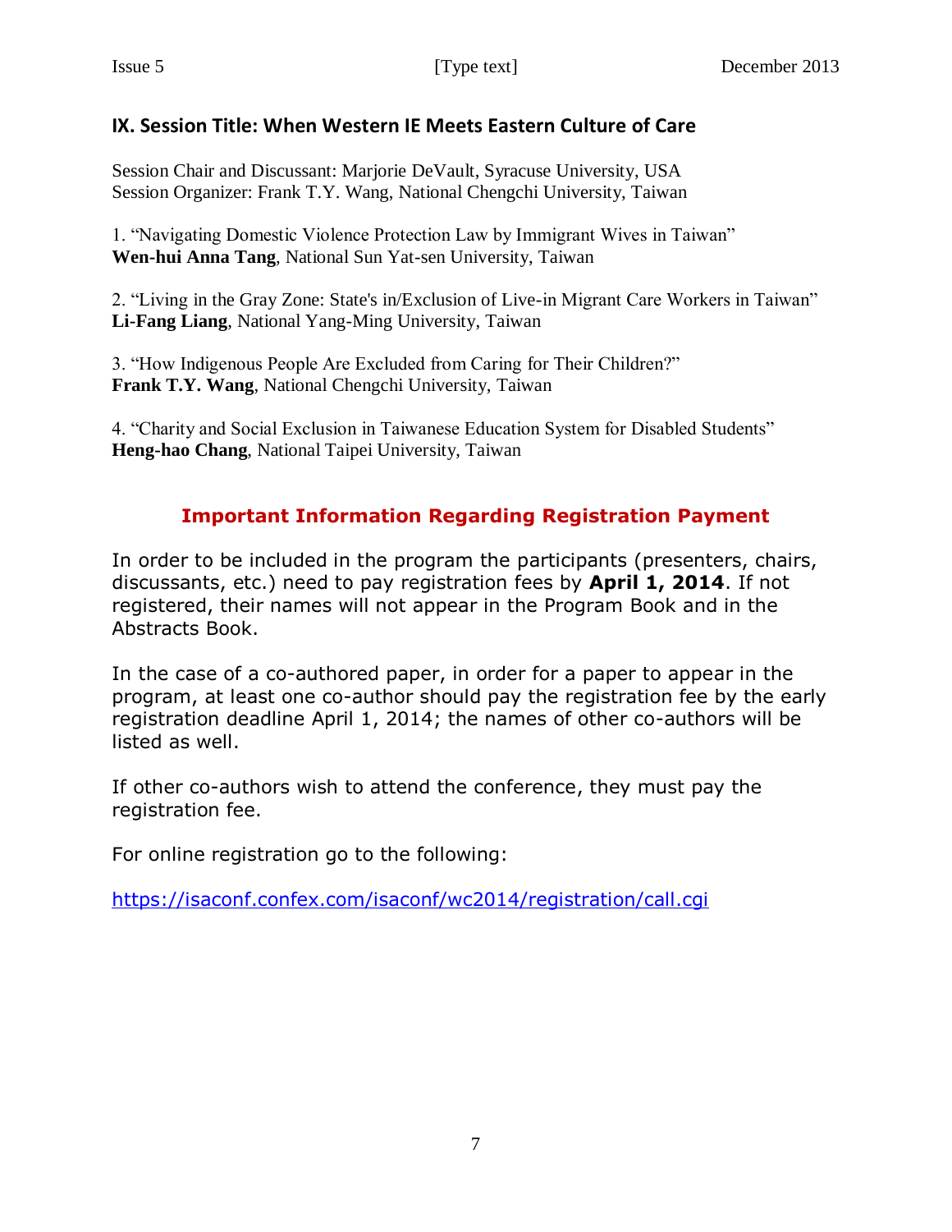## IX. Session Title: When Western IE Meets Eastern Culture of Care

Session Chair and Discussant: Marjorie DeVault, Syracuse University, USA
Session Organizer: Frank T.Y. Wang, National Chengchi University, Taiwan

1. "Navigating Domestic Violence Protection Law by Immigrant Wives in Taiwan"
**Wen-hui Anna Tang**, National Sun Yat-sen University, Taiwan

2. "Living in the Gray Zone: State's in/Exclusion of Live-in Migrant Care Workers in Taiwan"
**Li-Fang Liang**, National Yang-Ming University, Taiwan

3. "How Indigenous People Are Excluded from Caring for Their Children?"
**Frank T.Y. Wang**, National Chengchi University, Taiwan

4. "Charity and Social Exclusion in Taiwanese Education System for Disabled Students"
**Heng-hao Chang**, National Taipei University, Taiwan

## Important Information Regarding Registration Payment

In order to be included in the program the participants (presenters, chairs, discussants, etc.) need to pay registration fees by **April 1, 2014**. If not registered, their names will not appear in the Program Book and in the Abstracts Book.

In the case of a co-authored paper, in order for a paper to appear in the program, at least one co-author should pay the registration fee by the early registration deadline April 1, 2014; the names of other co-authors will be listed as well.

If other co-authors wish to attend the conference, they must pay the registration fee.

For online registration go to the following:

https://isaconf.confex.com/isaconf/wc2014/registration/call.cgi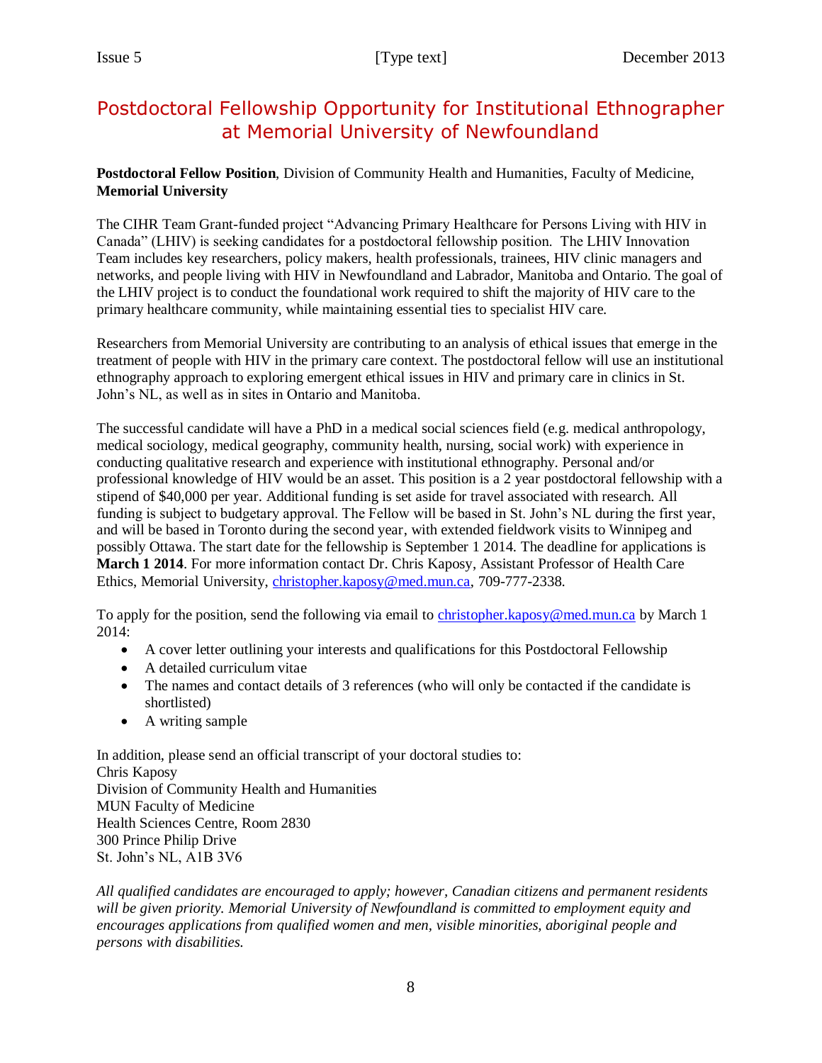# Postdoctoral Fellowship Opportunity for Institutional Ethnographer at Memorial University of Newfoundland

**Postdoctoral Fellow Position**, Division of Community Health and Humanities, Faculty of Medicine, **Memorial University**

The CIHR Team Grant-funded project "Advancing Primary Healthcare for Persons Living with HIV in Canada" (LHIV) is seeking candidates for a postdoctoral fellowship position. The LHIV Innovation Team includes key researchers, policy makers, health professionals, trainees, HIV clinic managers and networks, and people living with HIV in Newfoundland and Labrador, Manitoba and Ontario. The goal of the LHIV project is to conduct the foundational work required to shift the majority of HIV care to the primary healthcare community, while maintaining essential ties to specialist HIV care.

Researchers from Memorial University are contributing to an analysis of ethical issues that emerge in the treatment of people with HIV in the primary care context. The postdoctoral fellow will use an institutional ethnography approach to exploring emergent ethical issues in HIV and primary care in clinics in St. John's NL, as well as in sites in Ontario and Manitoba.

The successful candidate will have a PhD in a medical social sciences field (e.g. medical anthropology, medical sociology, medical geography, community health, nursing, social work) with experience in conducting qualitative research and experience with institutional ethnography. Personal and/or professional knowledge of HIV would be an asset. This position is a 2 year postdoctoral fellowship with a stipend of $40,000 per year. Additional funding is set aside for travel associated with research. All funding is subject to budgetary approval. The Fellow will be based in St. John's NL during the first year, and will be based in Toronto during the second year, with extended fieldwork visits to Winnipeg and possibly Ottawa. The start date for the fellowship is September 1 2014. The deadline for applications is **March 1 2014**. For more information contact Dr. Chris Kaposy, Assistant Professor of Health Care Ethics, Memorial University, christopher.kaposy@med.mun.ca, 709-777-2338.

To apply for the position, send the following via email to christopher.kaposy@med.mun.ca by March 1 2014:

- A cover letter outlining your interests and qualifications for this Postdoctoral Fellowship
- A detailed curriculum vitae
- The names and contact details of 3 references (who will only be contacted if the candidate is shortlisted)
- A writing sample

In addition, please send an official transcript of your doctoral studies to:
Chris Kaposy
Division of Community Health and Humanities
MUN Faculty of Medicine
Health Sciences Centre, Room 2830
300 Prince Philip Drive
St. John's NL, A1B 3V6

*All qualified candidates are encouraged to apply; however, Canadian citizens and permanent residents will be given priority. Memorial University of Newfoundland is committed to employment equity and encourages applications from qualified women and men, visible minorities, aboriginal people and persons with disabilities.*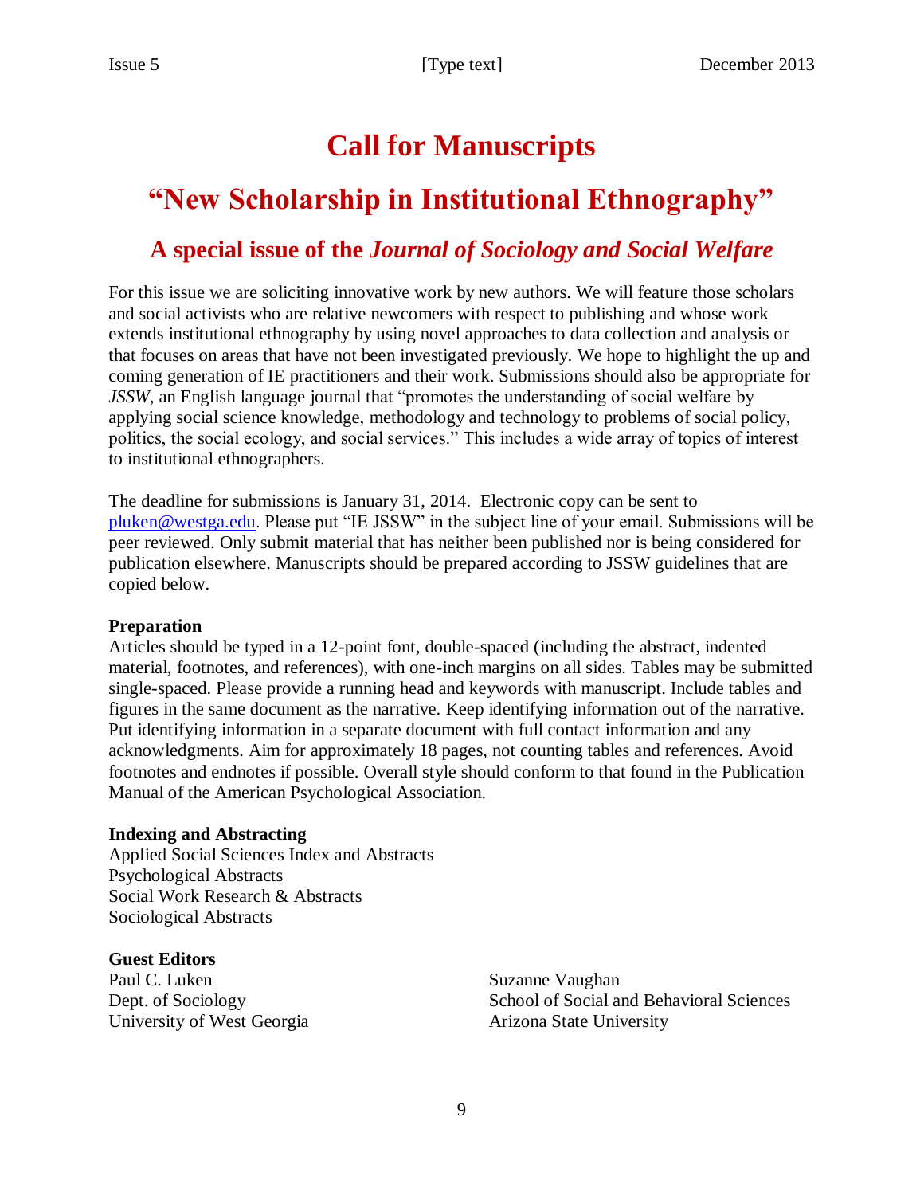# Call for Manuscripts

## "New Scholarship in Institutional Ethnography"

### A special issue of the *Journal of Sociology and Social Welfare*

For this issue we are soliciting innovative work by new authors. We will feature those scholars and social activists who are relative newcomers with respect to publishing and whose work extends institutional ethnography by using novel approaches to data collection and analysis or that focuses on areas that have not been investigated previously. We hope to highlight the up and coming generation of IE practitioners and their work. Submissions should also be appropriate for *JSSW*, an English language journal that "promotes the understanding of social welfare by applying social science knowledge, methodology and technology to problems of social policy, politics, the social ecology, and social services." This includes a wide array of topics of interest to institutional ethnographers.

The deadline for submissions is January 31, 2014. Electronic copy can be sent to pluken@westga.edu. Please put "IE JSSW" in the subject line of your email. Submissions will be peer reviewed. Only submit material that has neither been published nor is being considered for publication elsewhere. Manuscripts should be prepared according to JSSW guidelines that are copied below.

**Preparation**
Articles should be typed in a 12-point font, double-spaced (including the abstract, indented material, footnotes, and references), with one-inch margins on all sides. Tables may be submitted single-spaced. Please provide a running head and keywords with manuscript. Include tables and figures in the same document as the narrative. Keep identifying information out of the narrative. Put identifying information in a separate document with full contact information and any acknowledgments. Aim for approximately 18 pages, not counting tables and references. Avoid footnotes and endnotes if possible. Overall style should conform to that found in the Publication Manual of the American Psychological Association.

**Indexing and Abstracting**
Applied Social Sciences Index and Abstracts
Psychological Abstracts
Social Work Research & Abstracts
Sociological Abstracts

**Guest Editors**

Paul C. Luken
Dept. of Sociology
University of West Georgia

Suzanne Vaughan
School of Social and Behavioral Sciences
Arizona State University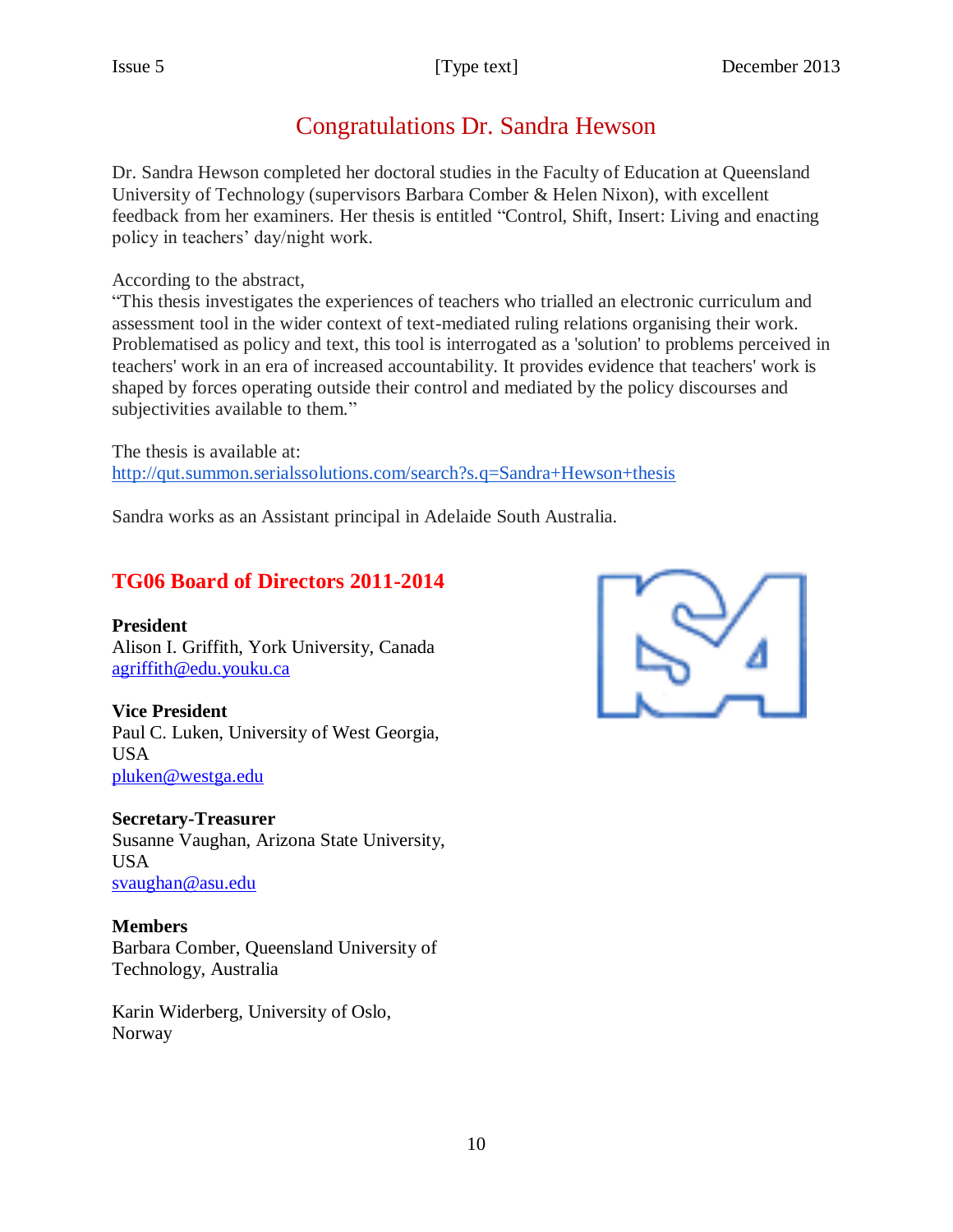## Congratulations Dr. Sandra Hewson

Dr. Sandra Hewson completed her doctoral studies in the Faculty of Education at Queensland University of Technology (supervisors Barbara Comber & Helen Nixon), with excellent feedback from her examiners. Her thesis is entitled "Control, Shift, Insert: Living and enacting policy in teachers' day/night work.

According to the abstract,
"This thesis investigates the experiences of teachers who trialled an electronic curriculum and assessment tool in the wider context of text-mediated ruling relations organising their work. Problematised as policy and text, this tool is interrogated as a 'solution' to problems perceived in teachers' work in an era of increased accountability. It provides evidence that teachers' work is shaped by forces operating outside their control and mediated by the policy discourses and subjectivities available to them."

The thesis is available at:
http://qut.summon.serialssolutions.com/search?s.q=Sandra+Hewson+thesis

Sandra works as an Assistant principal in Adelaide South Australia.

## TG06 Board of Directors 2011-2014

**President**
Alison I. Griffith, York University, Canada
agriffith@edu.youku.ca

**Vice President**
Paul C. Luken, University of West Georgia, USA
pluken@westga.edu

**Secretary-Treasurer**
Susanne Vaughan, Arizona State University, USA
svaughan@asu.edu

**Members**
Barbara Comber, Queensland University of Technology, Australia

Karin Widerberg, University of Oslo, Norway